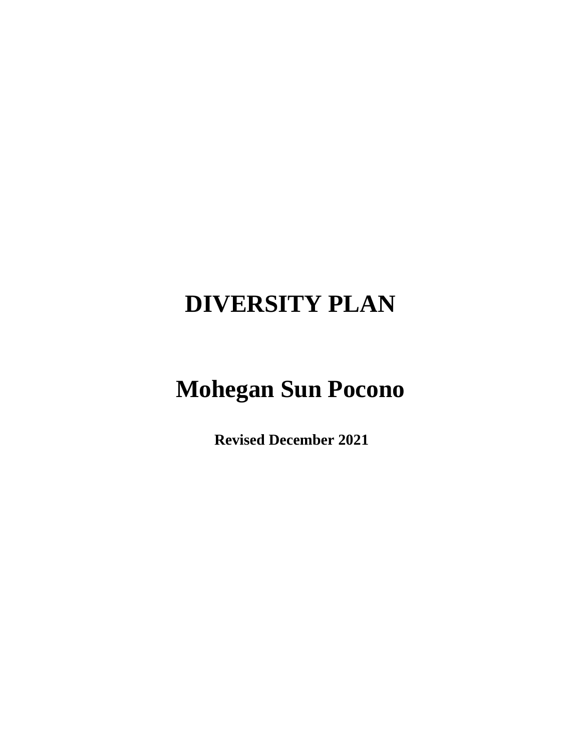# DIVERSITY PLAN

# Mohegan Sun Pocono

**Revised December 2021**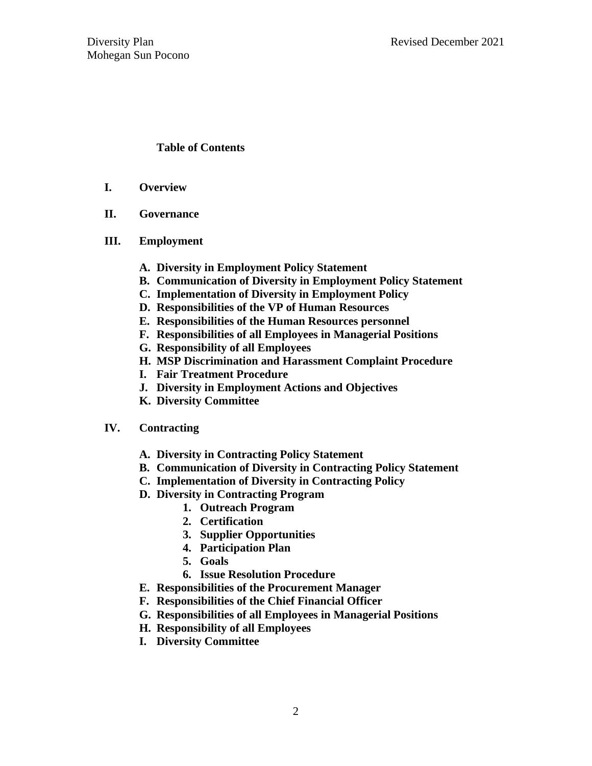## Table of Contents

**I. Overview**

**II. Governance**

**III. Employment**

- **A. Diversity in Employment Policy Statement**
- **B. Communication of Diversity in Employment Policy Statement**
- **C. Implementation of Diversity in Employment Policy**
- **D. Responsibilities of the VP of Human Resources**
- **E. Responsibilities of the Human Resources personnel**
- **F. Responsibilities of all Employees in Managerial Positions**
- **G. Responsibility of all Employees**
- **H. MSP Discrimination and Harassment Complaint Procedure**
- **I. Fair Treatment Procedure**
- **J. Diversity in Employment Actions and Objectives**
- **K. Diversity Committee**

**IV. Contracting**

- **A. Diversity in Contracting Policy Statement**
- **B. Communication of Diversity in Contracting Policy Statement**
- **C. Implementation of Diversity in Contracting Policy**
- **D. Diversity in Contracting Program**
  1. **Outreach Program**
  2. **Certification**
  3. **Supplier Opportunities**
  4. **Participation Plan**
  5. **Goals**
  6. **Issue Resolution Procedure**
- **E. Responsibilities of the Procurement Manager**
- **F. Responsibilities of the Chief Financial Officer**
- **G. Responsibilities of all Employees in Managerial Positions**
- **H. Responsibility of all Employees**
- **I. Diversity Committee**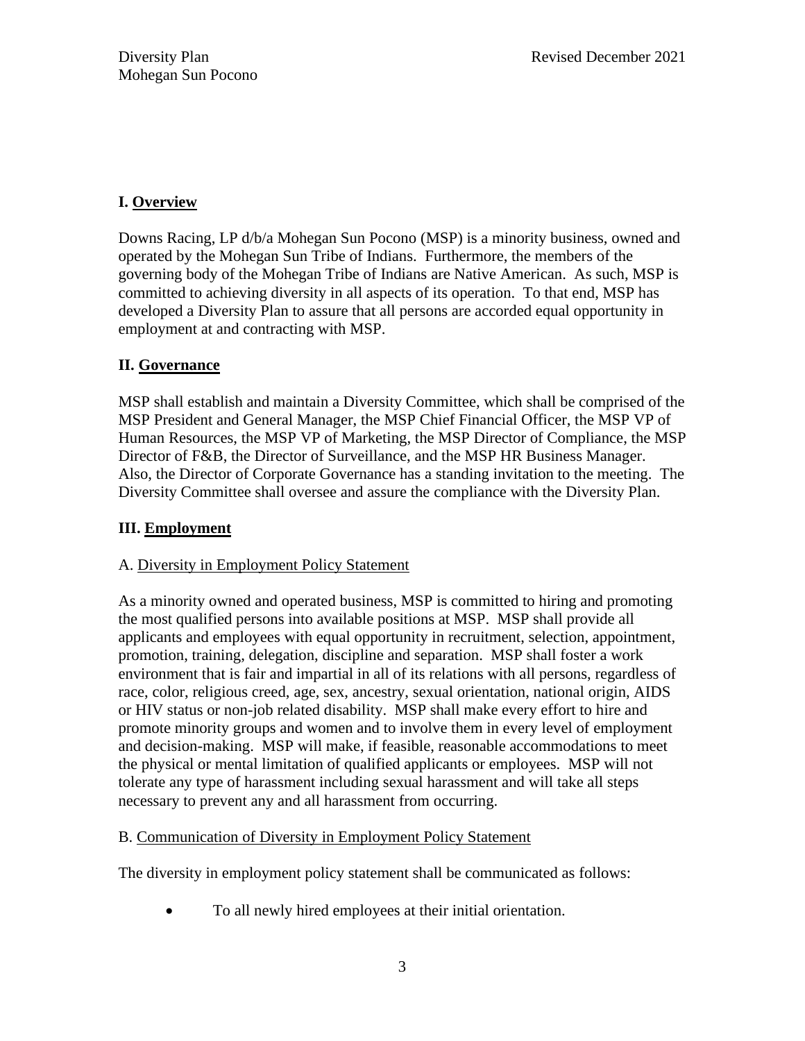## I. Overview

Downs Racing, LP d/b/a Mohegan Sun Pocono (MSP) is a minority business, owned and operated by the Mohegan Sun Tribe of Indians. Furthermore, the members of the governing body of the Mohegan Tribe of Indians are Native American. As such, MSP is committed to achieving diversity in all aspects of its operation. To that end, MSP has developed a Diversity Plan to assure that all persons are accorded equal opportunity in employment at and contracting with MSP.

## II. Governance

MSP shall establish and maintain a Diversity Committee, which shall be comprised of the MSP President and General Manager, the MSP Chief Financial Officer, the MSP VP of Human Resources, the MSP VP of Marketing, the MSP Director of Compliance, the MSP Director of F&B, the Director of Surveillance, and the MSP HR Business Manager. Also, the Director of Corporate Governance has a standing invitation to the meeting. The Diversity Committee shall oversee and assure the compliance with the Diversity Plan.

## III. Employment

### A. Diversity in Employment Policy Statement

As a minority owned and operated business, MSP is committed to hiring and promoting the most qualified persons into available positions at MSP. MSP shall provide all applicants and employees with equal opportunity in recruitment, selection, appointment, promotion, training, delegation, discipline and separation. MSP shall foster a work environment that is fair and impartial in all of its relations with all persons, regardless of race, color, religious creed, age, sex, ancestry, sexual orientation, national origin, AIDS or HIV status or non-job related disability. MSP shall make every effort to hire and promote minority groups and women and to involve them in every level of employment and decision-making. MSP will make, if feasible, reasonable accommodations to meet the physical or mental limitation of qualified applicants or employees. MSP will not tolerate any type of harassment including sexual harassment and will take all steps necessary to prevent any and all harassment from occurring.

### B. Communication of Diversity in Employment Policy Statement

The diversity in employment policy statement shall be communicated as follows:

- To all newly hired employees at their initial orientation.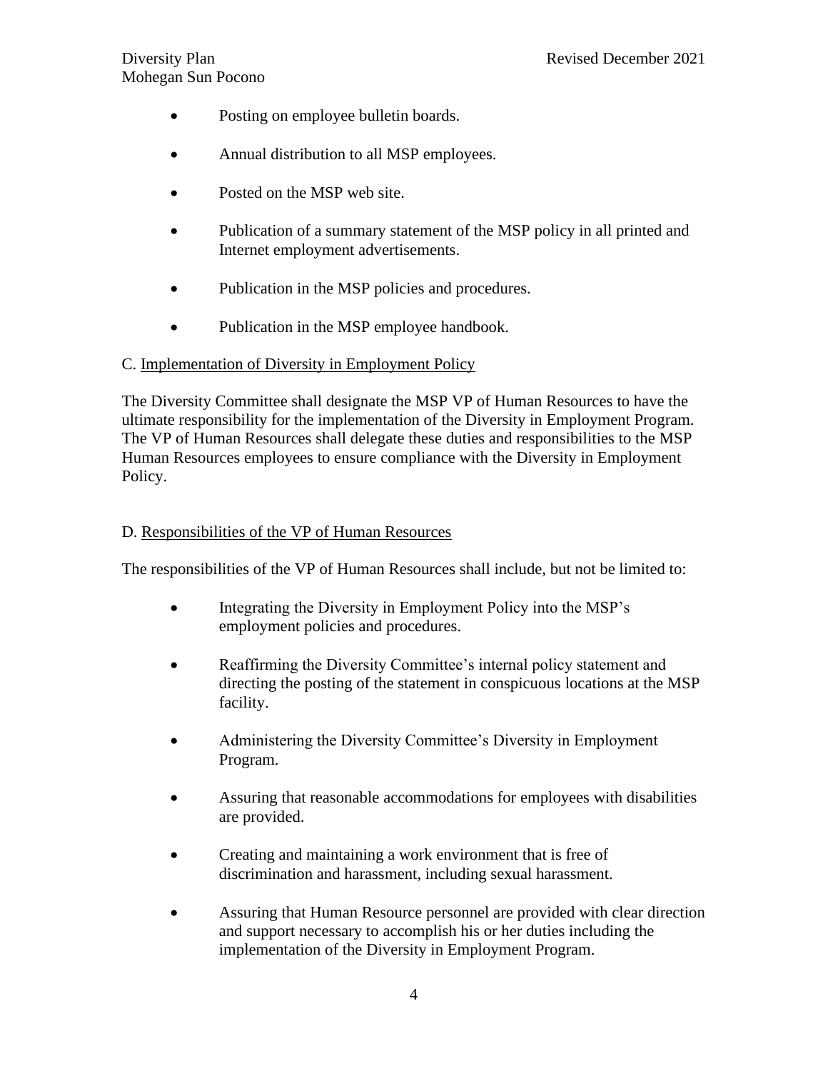- Posting on employee bulletin boards.
- Annual distribution to all MSP employees.
- Posted on the MSP web site.
- Publication of a summary statement of the MSP policy in all printed and Internet employment advertisements.
- Publication in the MSP policies and procedures.
- Publication in the MSP employee handbook.

C. <u>Implementation of Diversity in Employment Policy</u>

The Diversity Committee shall designate the MSP VP of Human Resources to have the ultimate responsibility for the implementation of the Diversity in Employment Program. The VP of Human Resources shall delegate these duties and responsibilities to the MSP Human Resources employees to ensure compliance with the Diversity in Employment Policy.

D. <u>Responsibilities of the VP of Human Resources</u>

The responsibilities of the VP of Human Resources shall include, but not be limited to:

- Integrating the Diversity in Employment Policy into the MSP's employment policies and procedures.
- Reaffirming the Diversity Committee's internal policy statement and directing the posting of the statement in conspicuous locations at the MSP facility.
- Administering the Diversity Committee's Diversity in Employment Program.
- Assuring that reasonable accommodations for employees with disabilities are provided.
- Creating and maintaining a work environment that is free of discrimination and harassment, including sexual harassment.
- Assuring that Human Resource personnel are provided with clear direction and support necessary to accomplish his or her duties including the implementation of the Diversity in Employment Program.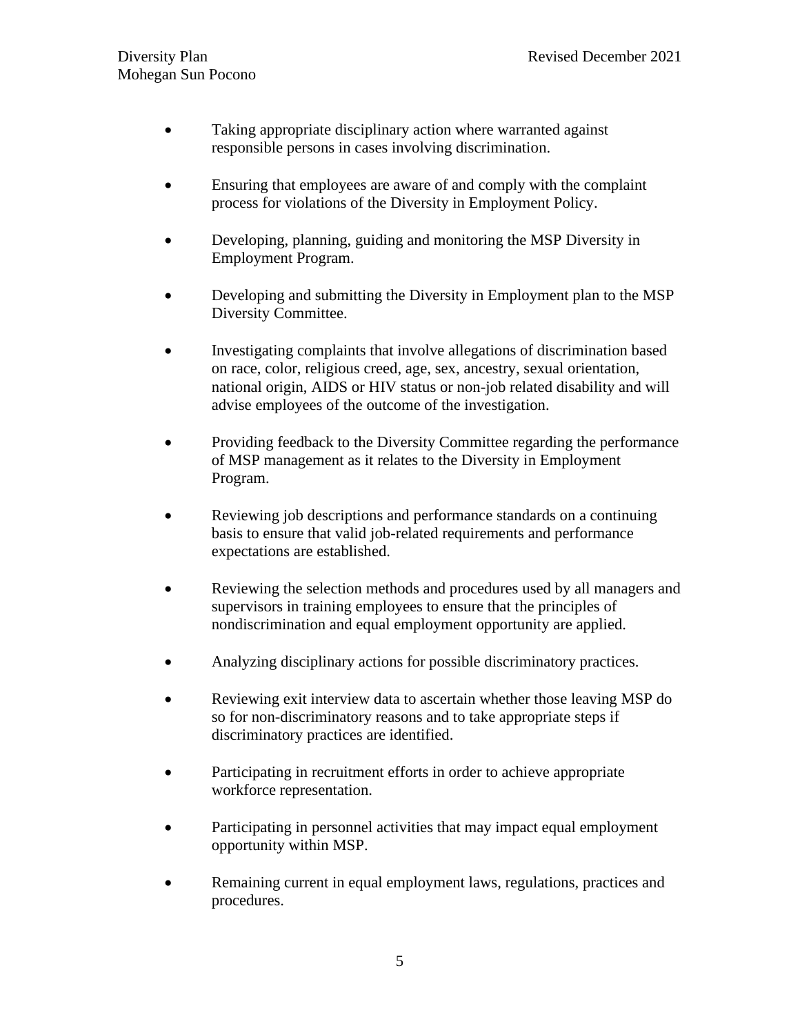- Taking appropriate disciplinary action where warranted against responsible persons in cases involving discrimination.

- Ensuring that employees are aware of and comply with the complaint process for violations of the Diversity in Employment Policy.

- Developing, planning, guiding and monitoring the MSP Diversity in Employment Program.

- Developing and submitting the Diversity in Employment plan to the MSP Diversity Committee.

- Investigating complaints that involve allegations of discrimination based on race, color, religious creed, age, sex, ancestry, sexual orientation, national origin, AIDS or HIV status or non-job related disability and will advise employees of the outcome of the investigation.

- Providing feedback to the Diversity Committee regarding the performance of MSP management as it relates to the Diversity in Employment Program.

- Reviewing job descriptions and performance standards on a continuing basis to ensure that valid job-related requirements and performance expectations are established.

- Reviewing the selection methods and procedures used by all managers and supervisors in training employees to ensure that the principles of nondiscrimination and equal employment opportunity are applied.

- Analyzing disciplinary actions for possible discriminatory practices.

- Reviewing exit interview data to ascertain whether those leaving MSP do so for non-discriminatory reasons and to take appropriate steps if discriminatory practices are identified.

- Participating in recruitment efforts in order to achieve appropriate workforce representation.

- Participating in personnel activities that may impact equal employment opportunity within MSP.

- Remaining current in equal employment laws, regulations, practices and procedures.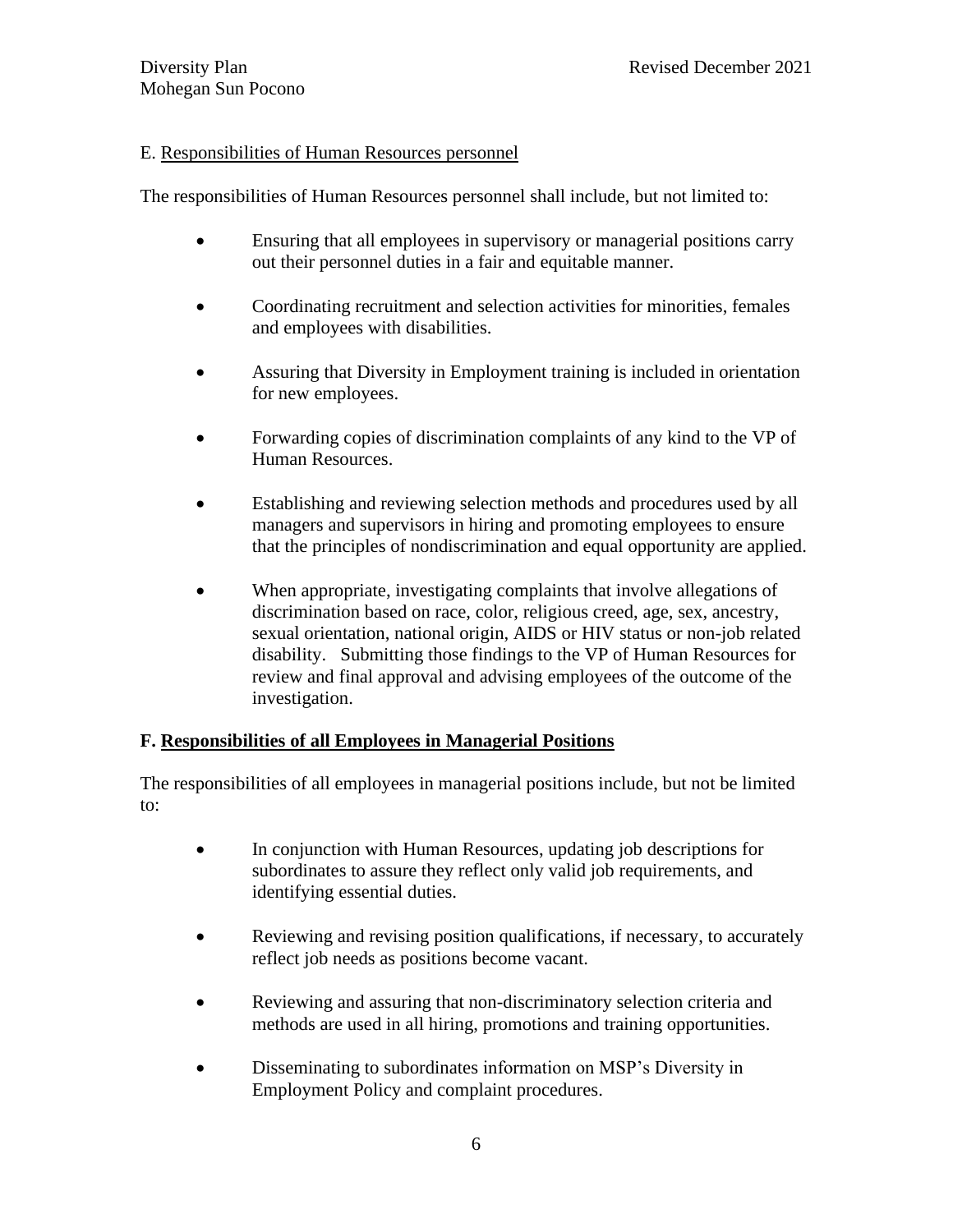## E. Responsibilities of Human Resources personnel

The responsibilities of Human Resources personnel shall include, but not limited to:

- Ensuring that all employees in supervisory or managerial positions carry out their personnel duties in a fair and equitable manner.
- Coordinating recruitment and selection activities for minorities, females and employees with disabilities.
- Assuring that Diversity in Employment training is included in orientation for new employees.
- Forwarding copies of discrimination complaints of any kind to the VP of Human Resources.
- Establishing and reviewing selection methods and procedures used by all managers and supervisors in hiring and promoting employees to ensure that the principles of nondiscrimination and equal opportunity are applied.
- When appropriate, investigating complaints that involve allegations of discrimination based on race, color, religious creed, age, sex, ancestry, sexual orientation, national origin, AIDS or HIV status or non-job related disability. Submitting those findings to the VP of Human Resources for review and final approval and advising employees of the outcome of the investigation.

## F. Responsibilities of all Employees in Managerial Positions

The responsibilities of all employees in managerial positions include, but not be limited to:

- In conjunction with Human Resources, updating job descriptions for subordinates to assure they reflect only valid job requirements, and identifying essential duties.
- Reviewing and revising position qualifications, if necessary, to accurately reflect job needs as positions become vacant.
- Reviewing and assuring that non-discriminatory selection criteria and methods are used in all hiring, promotions and training opportunities.
- Disseminating to subordinates information on MSP's Diversity in Employment Policy and complaint procedures.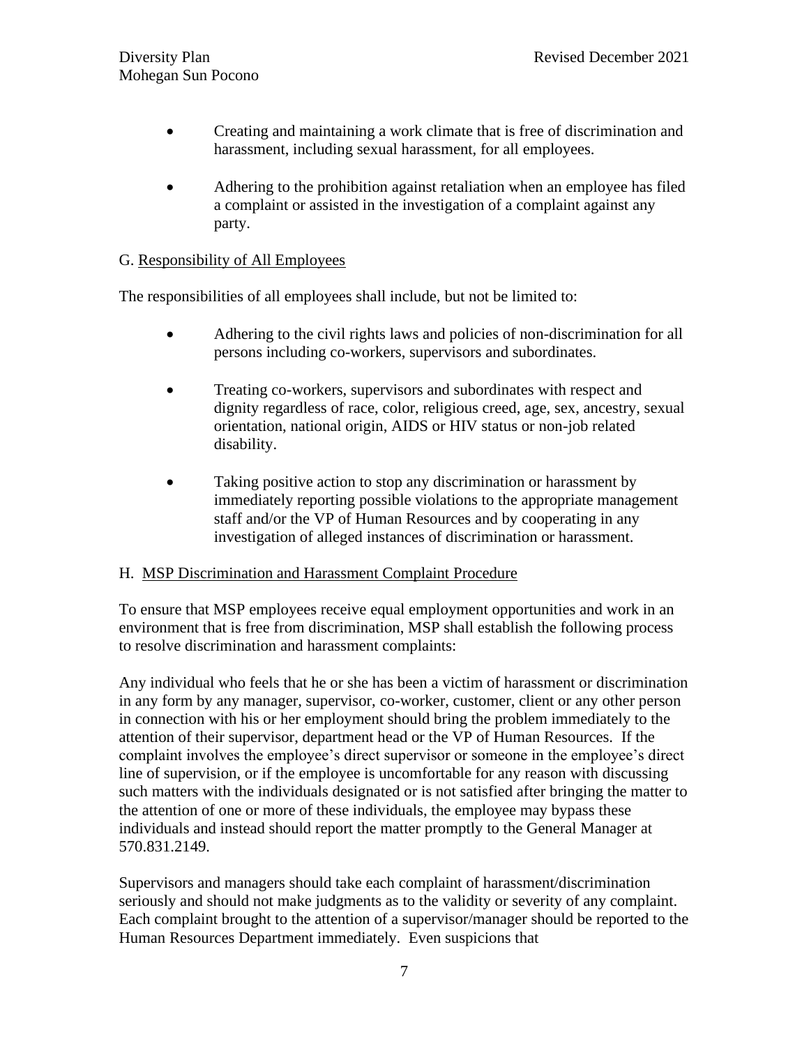- Creating and maintaining a work climate that is free of discrimination and harassment, including sexual harassment, for all employees.

- Adhering to the prohibition against retaliation when an employee has filed a complaint or assisted in the investigation of a complaint against any party.

## G. Responsibility of All Employees

The responsibilities of all employees shall include, but not be limited to:

- Adhering to the civil rights laws and policies of non-discrimination for all persons including co-workers, supervisors and subordinates.

- Treating co-workers, supervisors and subordinates with respect and dignity regardless of race, color, religious creed, age, sex, ancestry, sexual orientation, national origin, AIDS or HIV status or non-job related disability.

- Taking positive action to stop any discrimination or harassment by immediately reporting possible violations to the appropriate management staff and/or the VP of Human Resources and by cooperating in any investigation of alleged instances of discrimination or harassment.

## H. MSP Discrimination and Harassment Complaint Procedure

To ensure that MSP employees receive equal employment opportunities and work in an environment that is free from discrimination, MSP shall establish the following process to resolve discrimination and harassment complaints:

Any individual who feels that he or she has been a victim of harassment or discrimination in any form by any manager, supervisor, co-worker, customer, client or any other person in connection with his or her employment should bring the problem immediately to the attention of their supervisor, department head or the VP of Human Resources. If the complaint involves the employee's direct supervisor or someone in the employee's direct line of supervision, or if the employee is uncomfortable for any reason with discussing such matters with the individuals designated or is not satisfied after bringing the matter to the attention of one or more of these individuals, the employee may bypass these individuals and instead should report the matter promptly to the General Manager at 570.831.2149.

Supervisors and managers should take each complaint of harassment/discrimination seriously and should not make judgments as to the validity or severity of any complaint. Each complaint brought to the attention of a supervisor/manager should be reported to the Human Resources Department immediately. Even suspicions that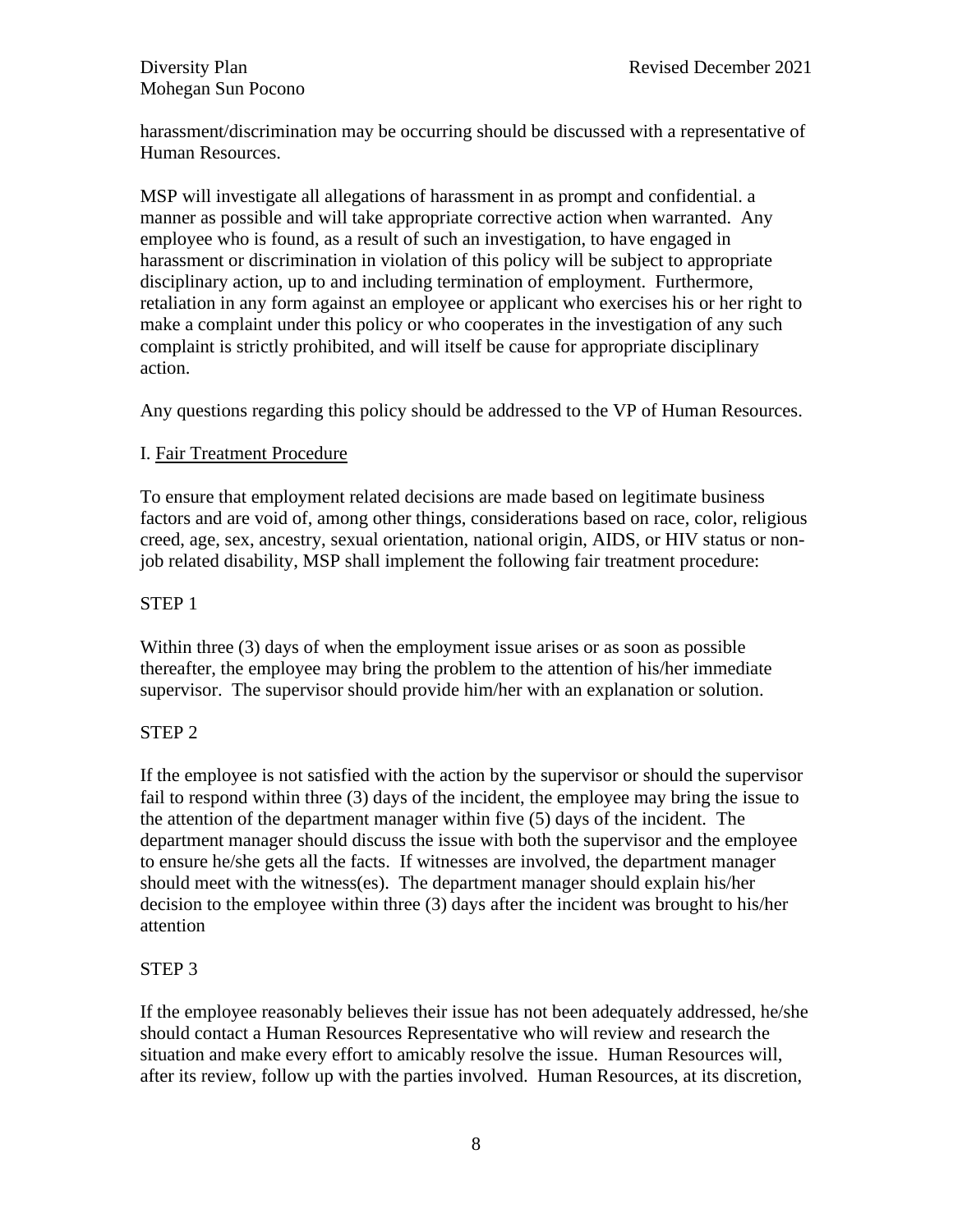harassment/discrimination may be occurring should be discussed with a representative of Human Resources.

MSP will investigate all allegations of harassment in as prompt and confidential. a manner as possible and will take appropriate corrective action when warranted. Any employee who is found, as a result of such an investigation, to have engaged in harassment or discrimination in violation of this policy will be subject to appropriate disciplinary action, up to and including termination of employment. Furthermore, retaliation in any form against an employee or applicant who exercises his or her right to make a complaint under this policy or who cooperates in the investigation of any such complaint is strictly prohibited, and will itself be cause for appropriate disciplinary action.

Any questions regarding this policy should be addressed to the VP of Human Resources.

I. <u>Fair Treatment Procedure</u>

To ensure that employment related decisions are made based on legitimate business factors and are void of, among other things, considerations based on race, color, religious creed, age, sex, ancestry, sexual orientation, national origin, AIDS, or HIV status or non-job related disability, MSP shall implement the following fair treatment procedure:

STEP 1

Within three (3) days of when the employment issue arises or as soon as possible thereafter, the employee may bring the problem to the attention of his/her immediate supervisor. The supervisor should provide him/her with an explanation or solution.

STEP 2

If the employee is not satisfied with the action by the supervisor or should the supervisor fail to respond within three (3) days of the incident, the employee may bring the issue to the attention of the department manager within five (5) days of the incident. The department manager should discuss the issue with both the supervisor and the employee to ensure he/she gets all the facts. If witnesses are involved, the department manager should meet with the witness(es). The department manager should explain his/her decision to the employee within three (3) days after the incident was brought to his/her attention

STEP 3

If the employee reasonably believes their issue has not been adequately addressed, he/she should contact a Human Resources Representative who will review and research the situation and make every effort to amicably resolve the issue. Human Resources will, after its review, follow up with the parties involved. Human Resources, at its discretion,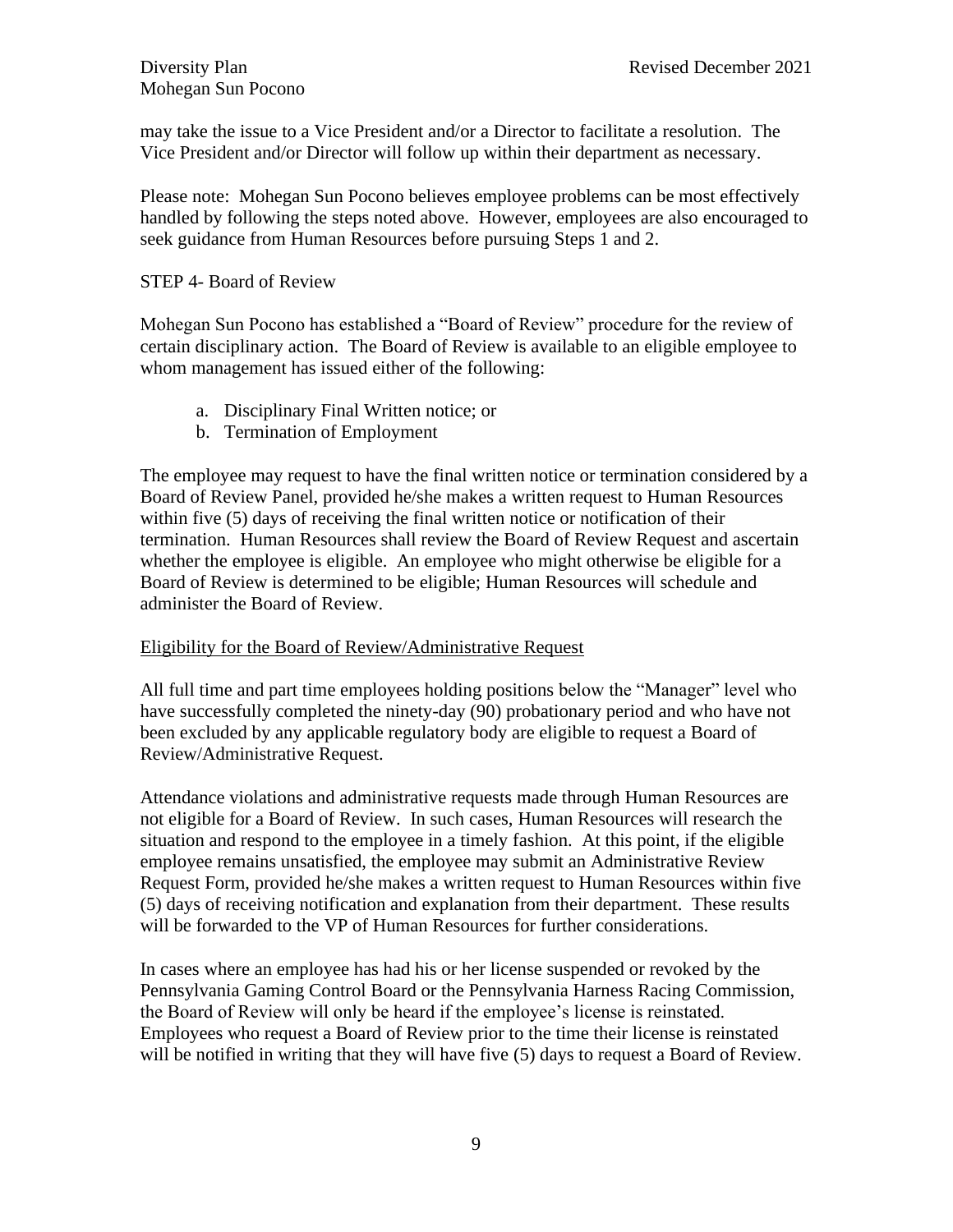may take the issue to a Vice President and/or a Director to facilitate a resolution. The Vice President and/or Director will follow up within their department as necessary.

Please note: Mohegan Sun Pocono believes employee problems can be most effectively handled by following the steps noted above. However, employees are also encouraged to seek guidance from Human Resources before pursuing Steps 1 and 2.

STEP 4- Board of Review

Mohegan Sun Pocono has established a "Board of Review" procedure for the review of certain disciplinary action. The Board of Review is available to an eligible employee to whom management has issued either of the following:

a. Disciplinary Final Written notice; or
b. Termination of Employment

The employee may request to have the final written notice or termination considered by a Board of Review Panel, provided he/she makes a written request to Human Resources within five (5) days of receiving the final written notice or notification of their termination. Human Resources shall review the Board of Review Request and ascertain whether the employee is eligible. An employee who might otherwise be eligible for a Board of Review is determined to be eligible; Human Resources will schedule and administer the Board of Review.

<u>Eligibility for the Board of Review/Administrative Request</u>

All full time and part time employees holding positions below the "Manager" level who have successfully completed the ninety-day (90) probationary period and who have not been excluded by any applicable regulatory body are eligible to request a Board of Review/Administrative Request.

Attendance violations and administrative requests made through Human Resources are not eligible for a Board of Review. In such cases, Human Resources will research the situation and respond to the employee in a timely fashion. At this point, if the eligible employee remains unsatisfied, the employee may submit an Administrative Review Request Form, provided he/she makes a written request to Human Resources within five (5) days of receiving notification and explanation from their department. These results will be forwarded to the VP of Human Resources for further considerations.

In cases where an employee has had his or her license suspended or revoked by the Pennsylvania Gaming Control Board or the Pennsylvania Harness Racing Commission, the Board of Review will only be heard if the employee's license is reinstated. Employees who request a Board of Review prior to the time their license is reinstated will be notified in writing that they will have five (5) days to request a Board of Review.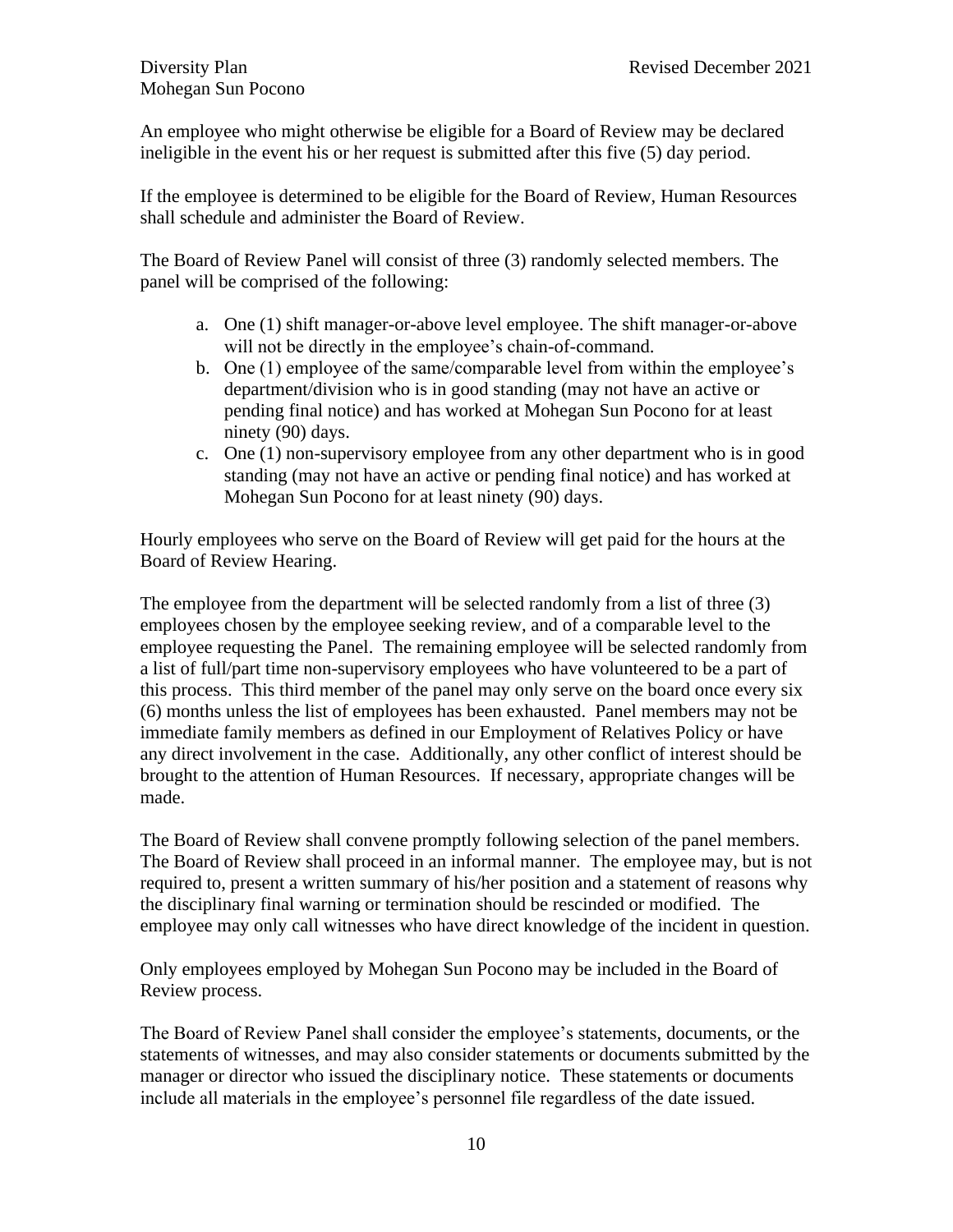An employee who might otherwise be eligible for a Board of Review may be declared ineligible in the event his or her request is submitted after this five (5) day period.

If the employee is determined to be eligible for the Board of Review, Human Resources shall schedule and administer the Board of Review.

The Board of Review Panel will consist of three (3) randomly selected members. The panel will be comprised of the following:

a. One (1) shift manager-or-above level employee. The shift manager-or-above will not be directly in the employee's chain-of-command.
b. One (1) employee of the same/comparable level from within the employee's department/division who is in good standing (may not have an active or pending final notice) and has worked at Mohegan Sun Pocono for at least ninety (90) days.
c. One (1) non-supervisory employee from any other department who is in good standing (may not have an active or pending final notice) and has worked at Mohegan Sun Pocono for at least ninety (90) days.

Hourly employees who serve on the Board of Review will get paid for the hours at the Board of Review Hearing.

The employee from the department will be selected randomly from a list of three (3) employees chosen by the employee seeking review, and of a comparable level to the employee requesting the Panel. The remaining employee will be selected randomly from a list of full/part time non-supervisory employees who have volunteered to be a part of this process. This third member of the panel may only serve on the board once every six (6) months unless the list of employees has been exhausted. Panel members may not be immediate family members as defined in our Employment of Relatives Policy or have any direct involvement in the case. Additionally, any other conflict of interest should be brought to the attention of Human Resources. If necessary, appropriate changes will be made.

The Board of Review shall convene promptly following selection of the panel members. The Board of Review shall proceed in an informal manner. The employee may, but is not required to, present a written summary of his/her position and a statement of reasons why the disciplinary final warning or termination should be rescinded or modified. The employee may only call witnesses who have direct knowledge of the incident in question.

Only employees employed by Mohegan Sun Pocono may be included in the Board of Review process.

The Board of Review Panel shall consider the employee's statements, documents, or the statements of witnesses, and may also consider statements or documents submitted by the manager or director who issued the disciplinary notice. These statements or documents include all materials in the employee's personnel file regardless of the date issued.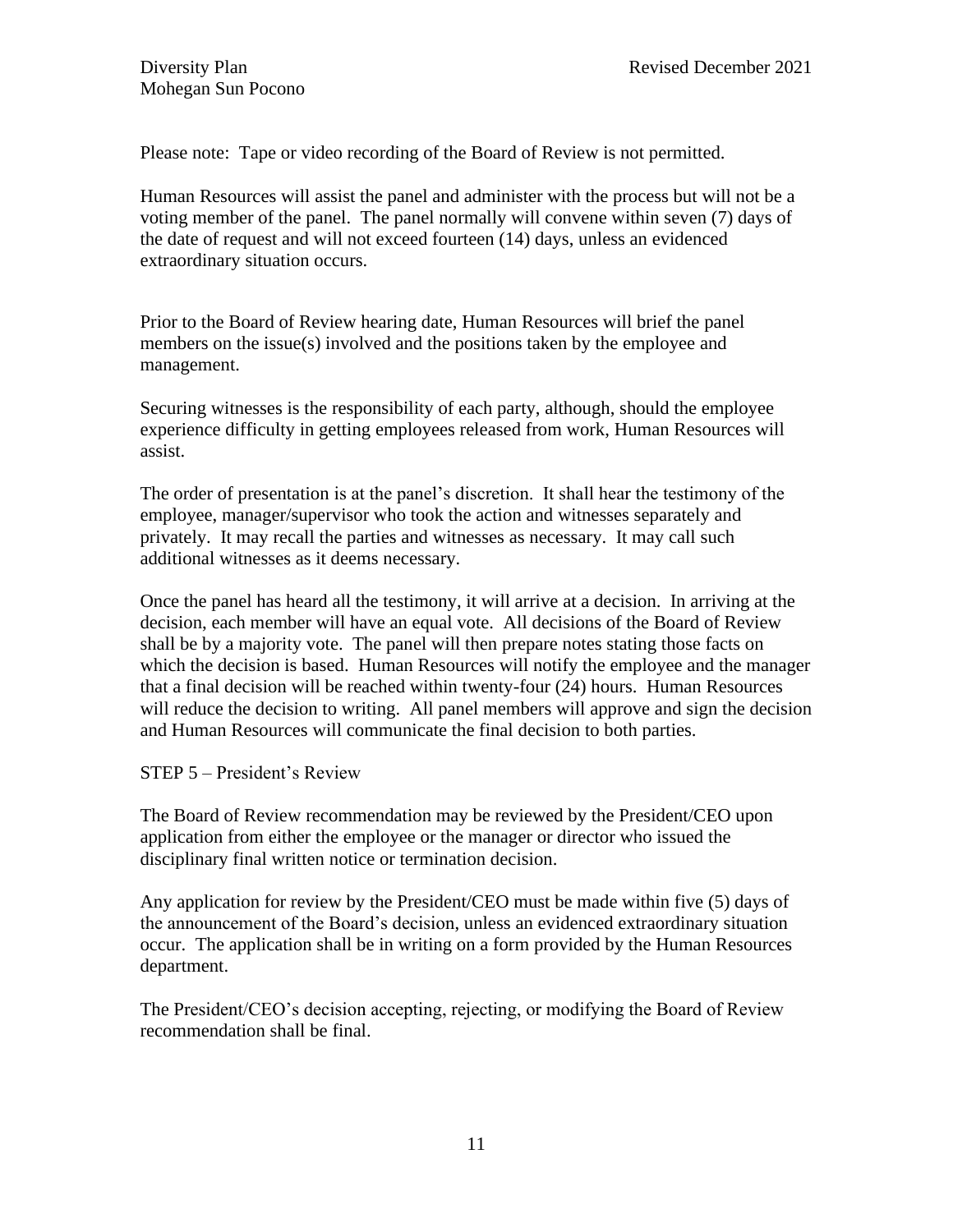Please note: Tape or video recording of the Board of Review is not permitted.

Human Resources will assist the panel and administer with the process but will not be a voting member of the panel. The panel normally will convene within seven (7) days of the date of request and will not exceed fourteen (14) days, unless an evidenced extraordinary situation occurs.

Prior to the Board of Review hearing date, Human Resources will brief the panel members on the issue(s) involved and the positions taken by the employee and management.

Securing witnesses is the responsibility of each party, although, should the employee experience difficulty in getting employees released from work, Human Resources will assist.

The order of presentation is at the panel's discretion. It shall hear the testimony of the employee, manager/supervisor who took the action and witnesses separately and privately. It may recall the parties and witnesses as necessary. It may call such additional witnesses as it deems necessary.

Once the panel has heard all the testimony, it will arrive at a decision. In arriving at the decision, each member will have an equal vote. All decisions of the Board of Review shall be by a majority vote. The panel will then prepare notes stating those facts on which the decision is based. Human Resources will notify the employee and the manager that a final decision will be reached within twenty-four (24) hours. Human Resources will reduce the decision to writing. All panel members will approve and sign the decision and Human Resources will communicate the final decision to both parties.

STEP 5 – President's Review

The Board of Review recommendation may be reviewed by the President/CEO upon application from either the employee or the manager or director who issued the disciplinary final written notice or termination decision.

Any application for review by the President/CEO must be made within five (5) days of the announcement of the Board's decision, unless an evidenced extraordinary situation occur. The application shall be in writing on a form provided by the Human Resources department.

The President/CEO's decision accepting, rejecting, or modifying the Board of Review recommendation shall be final.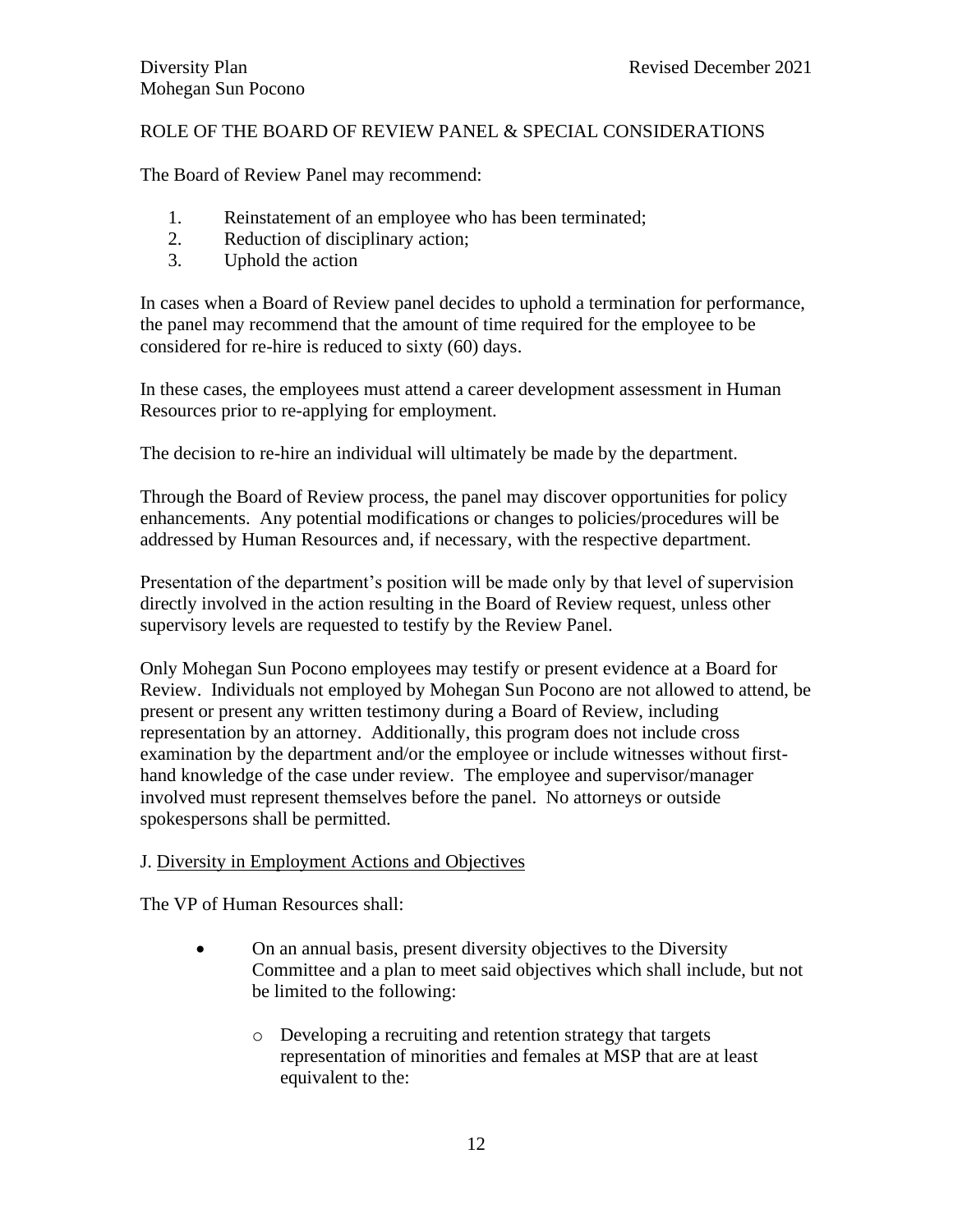ROLE OF THE BOARD OF REVIEW PANEL & SPECIAL CONSIDERATIONS

The Board of Review Panel may recommend:

1. Reinstatement of an employee who has been terminated;
2. Reduction of disciplinary action;
3. Uphold the action

In cases when a Board of Review panel decides to uphold a termination for performance, the panel may recommend that the amount of time required for the employee to be considered for re-hire is reduced to sixty (60) days.

In these cases, the employees must attend a career development assessment in Human Resources prior to re-applying for employment.

The decision to re-hire an individual will ultimately be made by the department.

Through the Board of Review process, the panel may discover opportunities for policy enhancements. Any potential modifications or changes to policies/procedures will be addressed by Human Resources and, if necessary, with the respective department.

Presentation of the department's position will be made only by that level of supervision directly involved in the action resulting in the Board of Review request, unless other supervisory levels are requested to testify by the Review Panel.

Only Mohegan Sun Pocono employees may testify or present evidence at a Board for Review. Individuals not employed by Mohegan Sun Pocono are not allowed to attend, be present or present any written testimony during a Board of Review, including representation by an attorney. Additionally, this program does not include cross examination by the department and/or the employee or include witnesses without first-hand knowledge of the case under review. The employee and supervisor/manager involved must represent themselves before the panel. No attorneys or outside spokespersons shall be permitted.

J. <u>Diversity in Employment Actions and Objectives</u>

The VP of Human Resources shall:

- On an annual basis, present diversity objectives to the Diversity Committee and a plan to meet said objectives which shall include, but not be limited to the following:
  - Developing a recruiting and retention strategy that targets representation of minorities and females at MSP that are at least equivalent to the: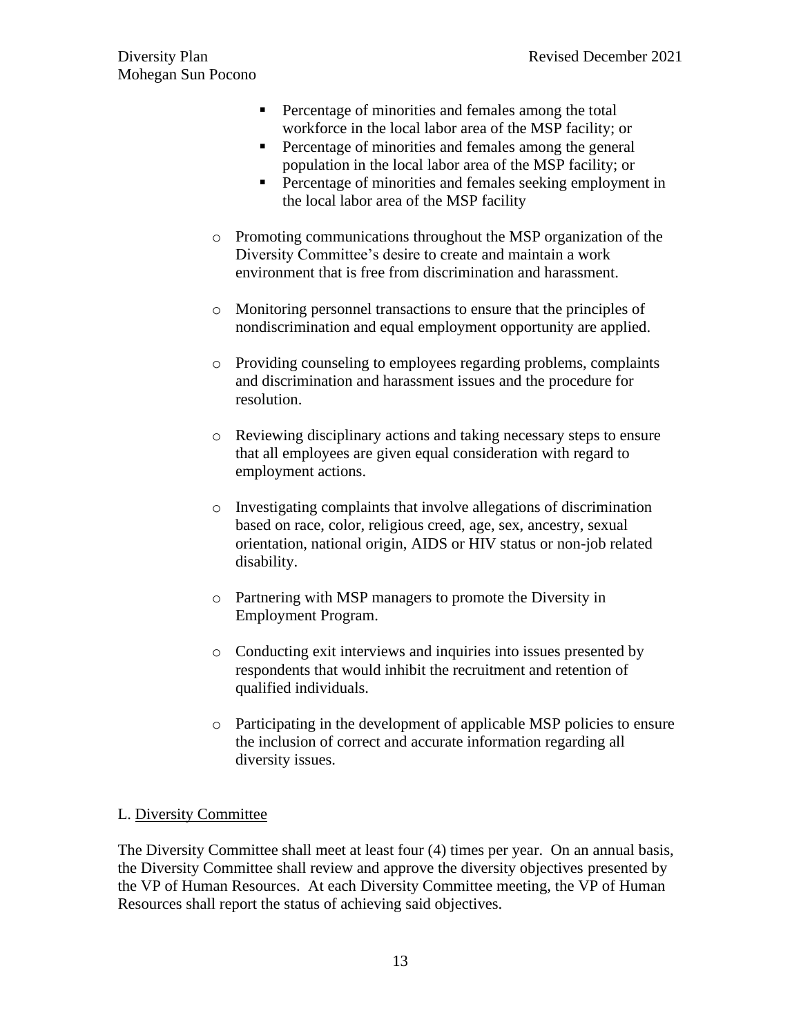- Percentage of minorities and females among the total workforce in the local labor area of the MSP facility; or
   - Percentage of minorities and females among the general population in the local labor area of the MSP facility; or
   - Percentage of minorities and females seeking employment in the local labor area of the MSP facility

- Promoting communications throughout the MSP organization of the Diversity Committee's desire to create and maintain a work environment that is free from discrimination and harassment.

- Monitoring personnel transactions to ensure that the principles of nondiscrimination and equal employment opportunity are applied.

- Providing counseling to employees regarding problems, complaints and discrimination and harassment issues and the procedure for resolution.

- Reviewing disciplinary actions and taking necessary steps to ensure that all employees are given equal consideration with regard to employment actions.

- Investigating complaints that involve allegations of discrimination based on race, color, religious creed, age, sex, ancestry, sexual orientation, national origin, AIDS or HIV status or non-job related disability.

- Partnering with MSP managers to promote the Diversity in Employment Program.

- Conducting exit interviews and inquiries into issues presented by respondents that would inhibit the recruitment and retention of qualified individuals.

- Participating in the development of applicable MSP policies to ensure the inclusion of correct and accurate information regarding all diversity issues.

L. <u>Diversity Committee</u>

The Diversity Committee shall meet at least four (4) times per year. On an annual basis, the Diversity Committee shall review and approve the diversity objectives presented by the VP of Human Resources. At each Diversity Committee meeting, the VP of Human Resources shall report the status of achieving said objectives.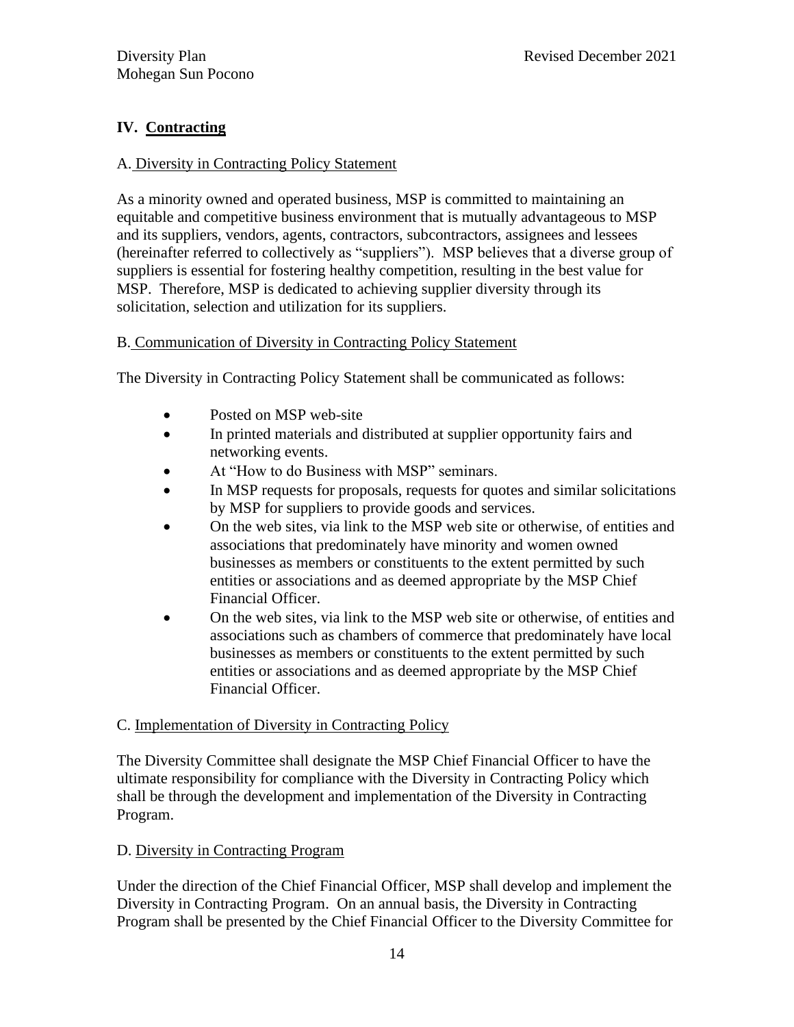## IV. Contracting

### A. Diversity in Contracting Policy Statement

As a minority owned and operated business, MSP is committed to maintaining an equitable and competitive business environment that is mutually advantageous to MSP and its suppliers, vendors, agents, contractors, subcontractors, assignees and lessees (hereinafter referred to collectively as "suppliers"). MSP believes that a diverse group of suppliers is essential for fostering healthy competition, resulting in the best value for MSP. Therefore, MSP is dedicated to achieving supplier diversity through its solicitation, selection and utilization for its suppliers.

### B. Communication of Diversity in Contracting Policy Statement

The Diversity in Contracting Policy Statement shall be communicated as follows:

- Posted on MSP web-site
- In printed materials and distributed at supplier opportunity fairs and networking events.
- At "How to do Business with MSP" seminars.
- In MSP requests for proposals, requests for quotes and similar solicitations by MSP for suppliers to provide goods and services.
- On the web sites, via link to the MSP web site or otherwise, of entities and associations that predominately have minority and women owned businesses as members or constituents to the extent permitted by such entities or associations and as deemed appropriate by the MSP Chief Financial Officer.
- On the web sites, via link to the MSP web site or otherwise, of entities and associations such as chambers of commerce that predominately have local businesses as members or constituents to the extent permitted by such entities or associations and as deemed appropriate by the MSP Chief Financial Officer.

### C. Implementation of Diversity in Contracting Policy

The Diversity Committee shall designate the MSP Chief Financial Officer to have the ultimate responsibility for compliance with the Diversity in Contracting Policy which shall be through the development and implementation of the Diversity in Contracting Program.

### D. Diversity in Contracting Program

Under the direction of the Chief Financial Officer, MSP shall develop and implement the Diversity in Contracting Program. On an annual basis, the Diversity in Contracting Program shall be presented by the Chief Financial Officer to the Diversity Committee for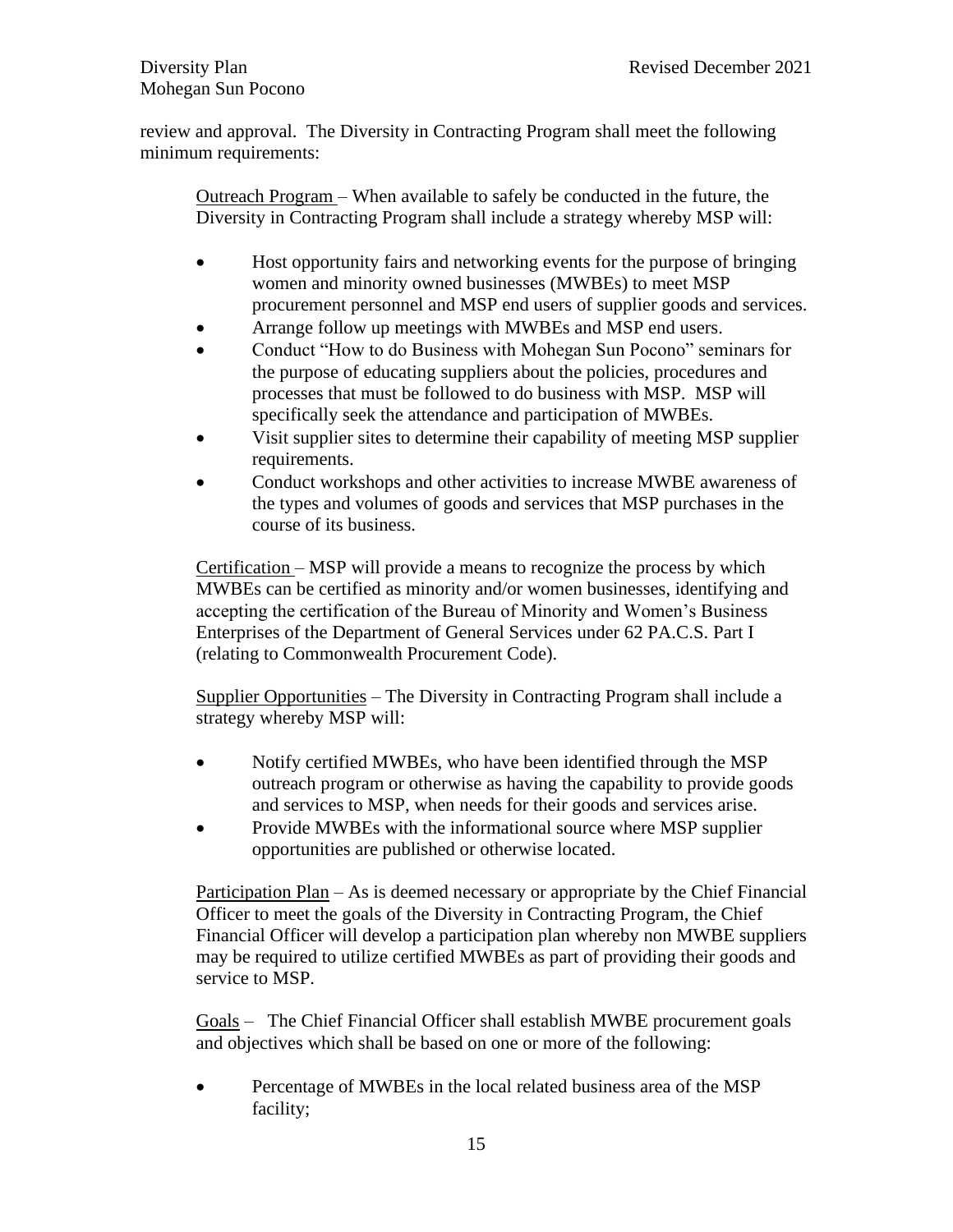review and approval. The Diversity in Contracting Program shall meet the following minimum requirements:

Outreach Program – When available to safely be conducted in the future, the Diversity in Contracting Program shall include a strategy whereby MSP will:

- Host opportunity fairs and networking events for the purpose of bringing women and minority owned businesses (MWBEs) to meet MSP procurement personnel and MSP end users of supplier goods and services.
- Arrange follow up meetings with MWBEs and MSP end users.
- Conduct "How to do Business with Mohegan Sun Pocono" seminars for the purpose of educating suppliers about the policies, procedures and processes that must be followed to do business with MSP. MSP will specifically seek the attendance and participation of MWBEs.
- Visit supplier sites to determine their capability of meeting MSP supplier requirements.
- Conduct workshops and other activities to increase MWBE awareness of the types and volumes of goods and services that MSP purchases in the course of its business.

Certification – MSP will provide a means to recognize the process by which MWBEs can be certified as minority and/or women businesses, identifying and accepting the certification of the Bureau of Minority and Women's Business Enterprises of the Department of General Services under 62 PA.C.S. Part I (relating to Commonwealth Procurement Code).

Supplier Opportunities – The Diversity in Contracting Program shall include a strategy whereby MSP will:

- Notify certified MWBEs, who have been identified through the MSP outreach program or otherwise as having the capability to provide goods and services to MSP, when needs for their goods and services arise.
- Provide MWBEs with the informational source where MSP supplier opportunities are published or otherwise located.

Participation Plan – As is deemed necessary or appropriate by the Chief Financial Officer to meet the goals of the Diversity in Contracting Program, the Chief Financial Officer will develop a participation plan whereby non MWBE suppliers may be required to utilize certified MWBEs as part of providing their goods and service to MSP.

Goals – The Chief Financial Officer shall establish MWBE procurement goals and objectives which shall be based on one or more of the following:

- Percentage of MWBEs in the local related business area of the MSP facility;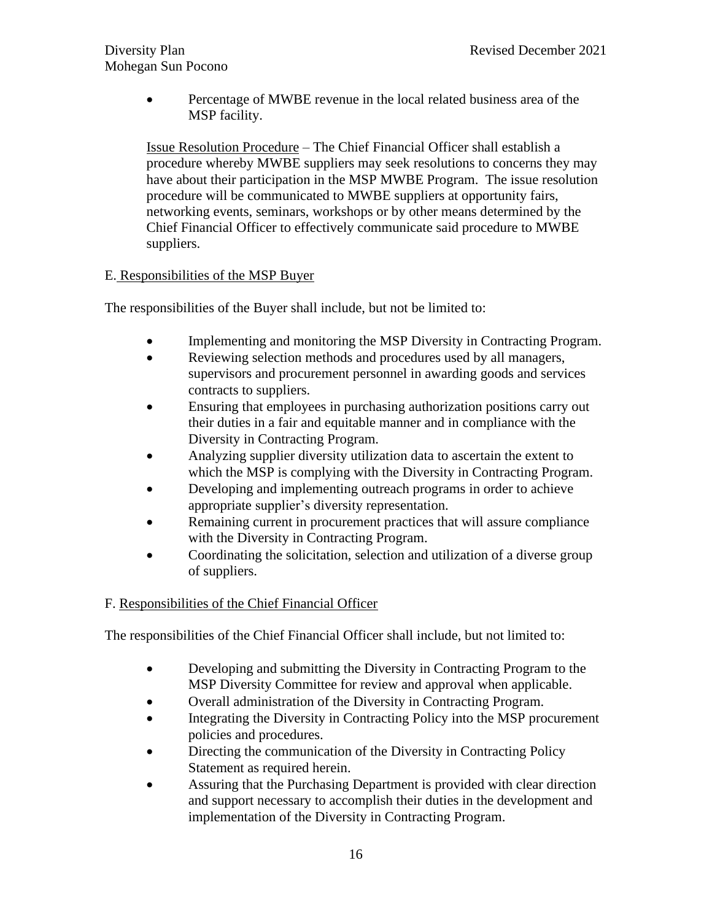- Percentage of MWBE revenue in the local related business area of the MSP facility.

Issue Resolution Procedure – The Chief Financial Officer shall establish a procedure whereby MWBE suppliers may seek resolutions to concerns they may have about their participation in the MSP MWBE Program. The issue resolution procedure will be communicated to MWBE suppliers at opportunity fairs, networking events, seminars, workshops or by other means determined by the Chief Financial Officer to effectively communicate said procedure to MWBE suppliers.

## E. Responsibilities of the MSP Buyer

The responsibilities of the Buyer shall include, but not be limited to:

- Implementing and monitoring the MSP Diversity in Contracting Program.
- Reviewing selection methods and procedures used by all managers, supervisors and procurement personnel in awarding goods and services contracts to suppliers.
- Ensuring that employees in purchasing authorization positions carry out their duties in a fair and equitable manner and in compliance with the Diversity in Contracting Program.
- Analyzing supplier diversity utilization data to ascertain the extent to which the MSP is complying with the Diversity in Contracting Program.
- Developing and implementing outreach programs in order to achieve appropriate supplier's diversity representation.
- Remaining current in procurement practices that will assure compliance with the Diversity in Contracting Program.
- Coordinating the solicitation, selection and utilization of a diverse group of suppliers.

## F. Responsibilities of the Chief Financial Officer

The responsibilities of the Chief Financial Officer shall include, but not limited to:

- Developing and submitting the Diversity in Contracting Program to the MSP Diversity Committee for review and approval when applicable.
- Overall administration of the Diversity in Contracting Program.
- Integrating the Diversity in Contracting Policy into the MSP procurement policies and procedures.
- Directing the communication of the Diversity in Contracting Policy Statement as required herein.
- Assuring that the Purchasing Department is provided with clear direction and support necessary to accomplish their duties in the development and implementation of the Diversity in Contracting Program.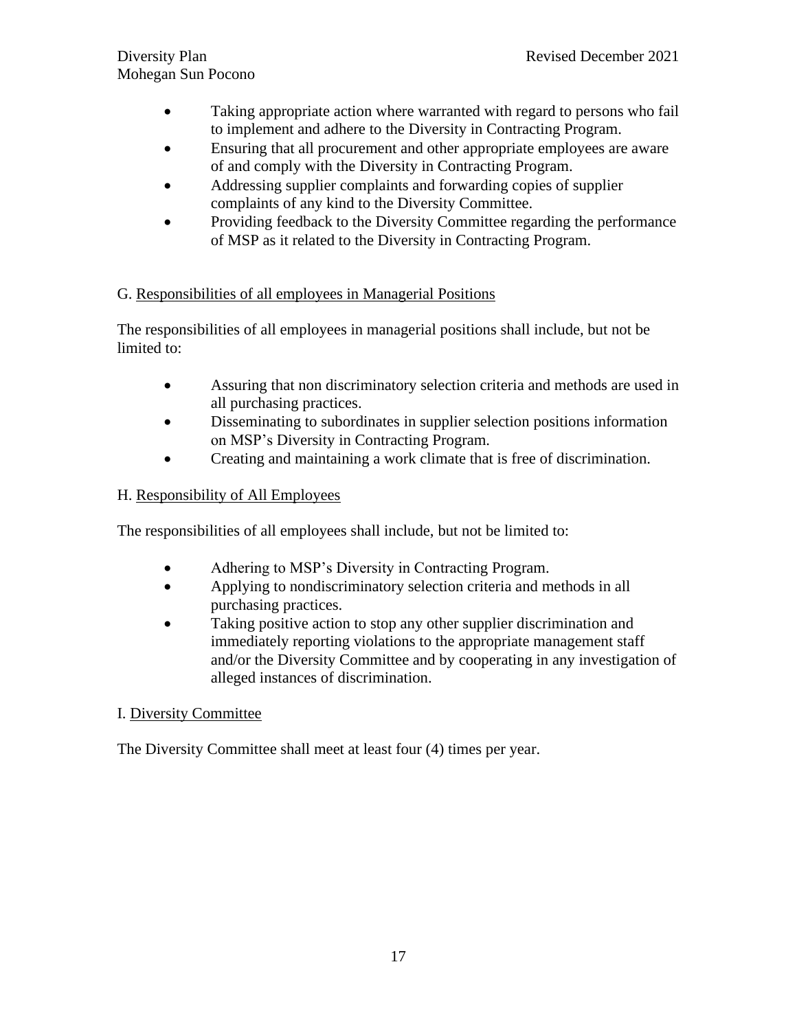- Taking appropriate action where warranted with regard to persons who fail to implement and adhere to the Diversity in Contracting Program.
- Ensuring that all procurement and other appropriate employees are aware of and comply with the Diversity in Contracting Program.
- Addressing supplier complaints and forwarding copies of supplier complaints of any kind to the Diversity Committee.
- Providing feedback to the Diversity Committee regarding the performance of MSP as it related to the Diversity in Contracting Program.

G. <u>Responsibilities of all employees in Managerial Positions</u>

The responsibilities of all employees in managerial positions shall include, but not be limited to:

- Assuring that non discriminatory selection criteria and methods are used in all purchasing practices.
- Disseminating to subordinates in supplier selection positions information on MSP's Diversity in Contracting Program.
- Creating and maintaining a work climate that is free of discrimination.

H. <u>Responsibility of All Employees</u>

The responsibilities of all employees shall include, but not be limited to:

- Adhering to MSP's Diversity in Contracting Program.
- Applying to nondiscriminatory selection criteria and methods in all purchasing practices.
- Taking positive action to stop any other supplier discrimination and immediately reporting violations to the appropriate management staff and/or the Diversity Committee and by cooperating in any investigation of alleged instances of discrimination.

I. <u>Diversity Committee</u>

The Diversity Committee shall meet at least four (4) times per year.